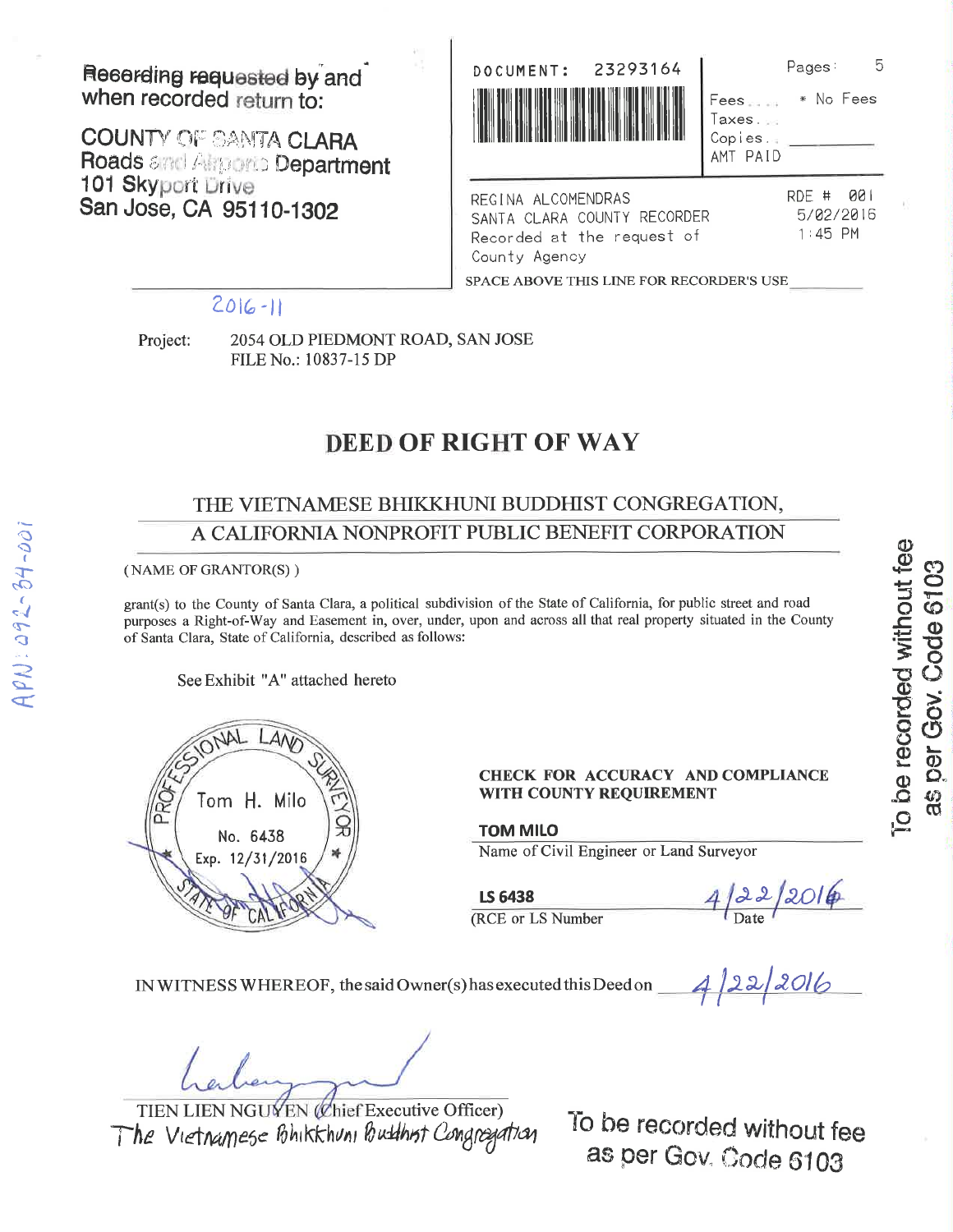Recording requested by and when recorded return to:

COUNTY OF SANTA CLARA
Roads and Airports Department
101 Skyport Drive
San Jose, CA 95110-1302

DOCUMENT: 23293164

Pages: 5

Fees.... * No Fees
Taxes...
Copies..
AMT PAID

REGINA ALCOMENDRAS
SANTA CLARA COUNTY RECORDER
Recorded at the request of
County Agency

RDE # 001
5/02/2016
1:45 PM

SPACE ABOVE THIS LINE FOR RECORDER'S USE

2016-11

APN: 092-34-001

Project: 2054 OLD PIEDMONT ROAD, SAN JOSE
FILE No.: 10837-15 DP

# DEED OF RIGHT OF WAY

THE VIETNAMESE BHIKKHUNI BUDDHIST CONGREGATION,
A CALIFORNIA NONPROFIT PUBLIC BENEFIT CORPORATION

(NAME OF GRANTOR(S))

grant(s) to the County of Santa Clara, a political subdivision of the State of California, for public street and road purposes a Right-of-Way and Easement in, over, under, upon and across all that real property situated in the County of Santa Clara, State of California, described as follows:

See Exhibit "A" attached hereto

PROFESSIONAL LAND SURVEYOR
Tom H. Milo
No. 6438
Exp. 12/31/2016
STATE OF CALIFORNIA

**CHECK FOR ACCURACY AND COMPLIANCE WITH COUNTY REQUIREMENT**

**TOM MILO**
Name of Civil Engineer or Land Surveyor

**LS 6438** 4/22/2016
(RCE or LS Number) Date

IN WITNESS WHEREOF, the said Owner(s) has executed this Deed on 4/22/2016

TIEN LIEN NGUYEN (Chief Executive Officer)
The Vietnamese Bhikkhuni Buddhist Congregation

To be recorded without fee as per Gov. Code 6103

To be recorded without fee as per Gov. Code 6103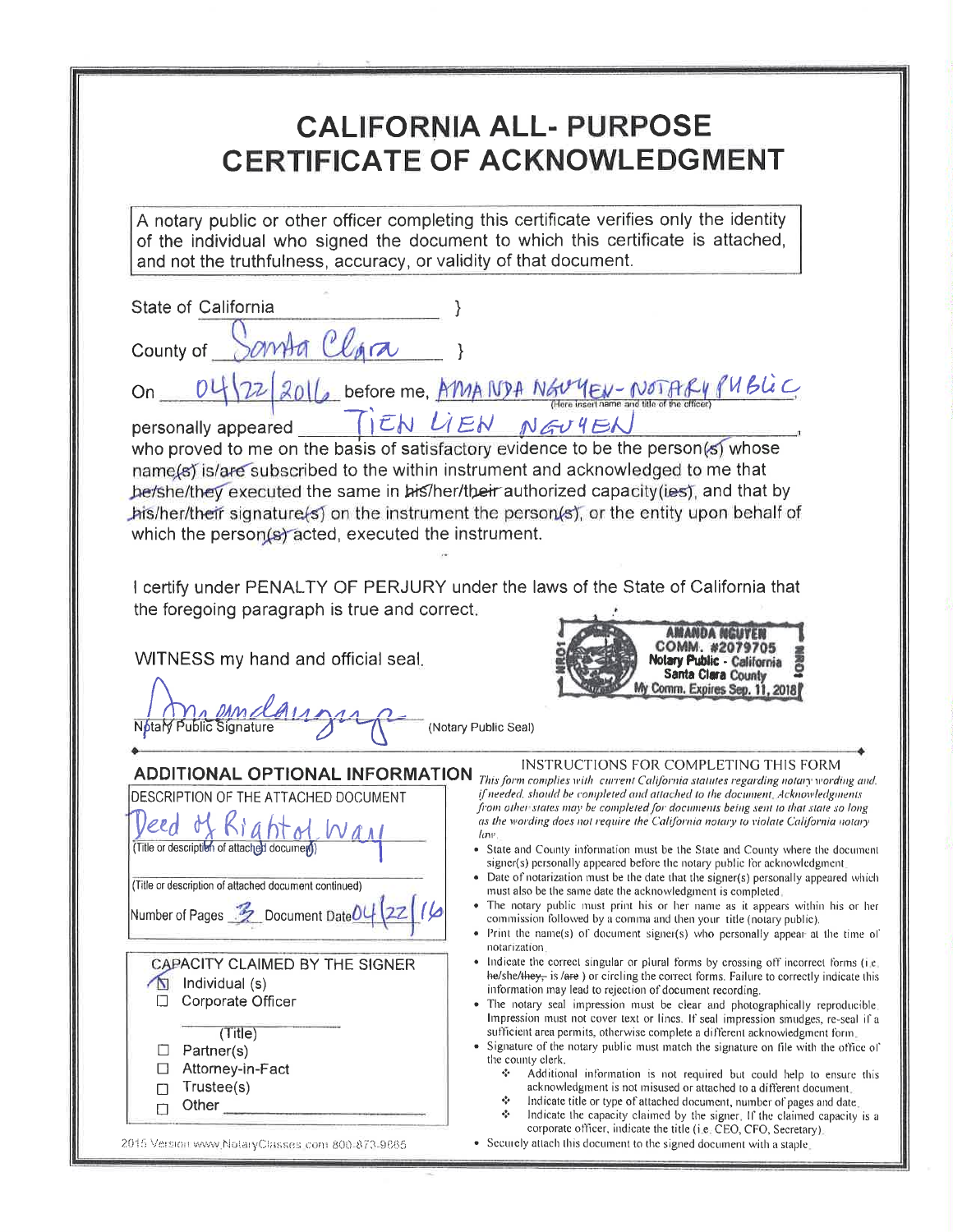# CALIFORNIA ALL- PURPOSE CERTIFICATE OF ACKNOWLEDGMENT

A notary public or other officer completing this certificate verifies only the identity of the individual who signed the document to which this certificate is attached, and not the truthfulness, accuracy, or validity of that document.

State of California }

County of Santa Clara }

On 04/22/2016 before me, AMANDA NGUYEN - NOTARY PUBLIC (Here insert name and title of the officer)

personally appeared TIEN LIEN NGUYEN,

who proved to me on the basis of satisfactory evidence to be the person(s) whose name(s) is/are subscribed to the within instrument and acknowledged to me that he/she/they executed the same in his/her/their authorized capacity(ies), and that by his/her/their signature(s) on the instrument the person(s), or the entity upon behalf of which the person(s) acted, executed the instrument.

I certify under PENALTY OF PERJURY under the laws of the State of California that the foregoing paragraph is true and correct.

WITNESS my hand and official seal.

AMANDA NGUYEN
COMM. #2079705
Notary Public - California
Santa Clara County
My Comm. Expires Sep. 11, 2018

Notary Public Signature (Notary Public Seal)

## ADDITIONAL OPTIONAL INFORMATION

DESCRIPTION OF THE ATTACHED DOCUMENT

Deed of Right of Way
(Title or description of attached document)

(Title or description of attached document continued)

Number of Pages 3 Document Date 04/22/16

CAPACITY CLAIMED BY THE SIGNER

- [x] Individual (s)
- [ ] Corporate Officer

 (Title)

- [ ] Partner(s)
- [ ] Attorney-in-Fact
- [ ] Trustee(s)
- [ ] Other

2015 Version www.NotaryClasses.com 800-873-9865

INSTRUCTIONS FOR COMPLETING THIS FORM

*This form complies with current California statutes regarding notary wording and, if needed, should be completed and attached to the document. Acknowledgments from other states may be completed for documents being sent to that state so long as the wording does not require the California notary to violate California notary law.*

- State and County information must be the State and County where the document signer(s) personally appeared before the notary public for acknowledgment.
- Date of notarization must be the date that the signer(s) personally appeared which must also be the same date the acknowledgment is completed.
- The notary public must print his or her name as it appears within his or her commission followed by a comma and then your title (notary public).
- Print the name(s) of document signer(s) who personally appear at the time of notarization.
- Indicate the correct singular or plural forms by crossing off incorrect forms (i.e. ~~he/she/they,~~ is /~~are~~ ) or circling the correct forms. Failure to correctly indicate this information may lead to rejection of document recording.
- The notary seal impression must be clear and photographically reproducible. Impression must not cover text or lines. If seal impression smudges, re-seal if a sufficient area permits, otherwise complete a different acknowledgment form.
- Signature of the notary public must match the signature on file with the office of the county clerk.
  - Additional information is not required but could help to ensure this acknowledgment is not misused or attached to a different document.
  - Indicate title or type of attached document, number of pages and date.
  - Indicate the capacity claimed by the signer. If the claimed capacity is a corporate officer, indicate the title (i.e. CEO, CFO, Secretary).
- Securely attach this document to the signed document with a staple.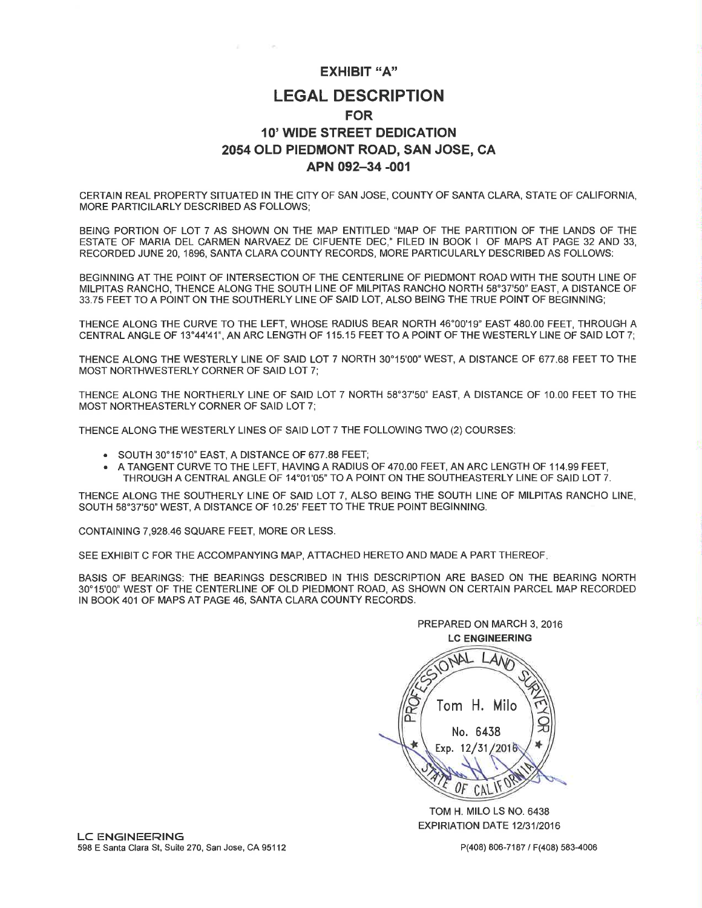# EXHIBIT "A"

# LEGAL DESCRIPTION

## FOR

## 10' WIDE STREET DEDICATION

## 2054 OLD PIEDMONT ROAD, SAN JOSE, CA

## APN 092–34 -001

CERTAIN REAL PROPERTY SITUATED IN THE CITY OF SAN JOSE, COUNTY OF SANTA CLARA, STATE OF CALIFORNIA, MORE PARTICILARLY DESCRIBED AS FOLLOWS;

BEING PORTION OF LOT 7 AS SHOWN ON THE MAP ENTITLED "MAP OF THE PARTITION OF THE LANDS OF THE ESTATE OF MARIA DEL CARMEN NARVAEZ DE CIFUENTE DEC," FILED IN BOOK I OF MAPS AT PAGE 32 AND 33, RECORDED JUNE 20, 1896, SANTA CLARA COUNTY RECORDS, MORE PARTICULARLY DESCRIBED AS FOLLOWS:

BEGINNING AT THE POINT OF INTERSECTION OF THE CENTERLINE OF PIEDMONT ROAD WITH THE SOUTH LINE OF MILPITAS RANCHO, THENCE ALONG THE SOUTH LINE OF MILPITAS RANCHO NORTH 58°37'50" EAST, A DISTANCE OF 33.75 FEET TO A POINT ON THE SOUTHERLY LINE OF SAID LOT, ALSO BEING THE TRUE POINT OF BEGINNING;

THENCE ALONG THE CURVE TO THE LEFT, WHOSE RADIUS BEAR NORTH 46°00'19" EAST 480.00 FEET, THROUGH A CENTRAL ANGLE OF 13°44'41", AN ARC LENGTH OF 115.15 FEET TO A POINT OF THE WESTERLY LINE OF SAID LOT 7;

THENCE ALONG THE WESTERLY LINE OF SAID LOT 7 NORTH 30°15'00" WEST, A DISTANCE OF 677.68 FEET TO THE MOST NORTHWESTERLY CORNER OF SAID LOT 7;

THENCE ALONG THE NORTHERLY LINE OF SAID LOT 7 NORTH 58°37'50" EAST, A DISTANCE OF 10.00 FEET TO THE MOST NORTHEASTERLY CORNER OF SAID LOT 7;

THENCE ALONG THE WESTERLY LINES OF SAID LOT 7 THE FOLLOWING TWO (2) COURSES:

- SOUTH 30°15'10" EAST, A DISTANCE OF 677.88 FEET;
- A TANGENT CURVE TO THE LEFT, HAVING A RADIUS OF 470.00 FEET, AN ARC LENGTH OF 114.99 FEET, THROUGH A CENTRAL ANGLE OF 14°01'05" TO A POINT ON THE SOUTHEASTERLY LINE OF SAID LOT 7.

THENCE ALONG THE SOUTHERLY LINE OF SAID LOT 7, ALSO BEING THE SOUTH LINE OF MILPITAS RANCHO LINE, SOUTH 58°37'50" WEST, A DISTANCE OF 10.25' FEET TO THE TRUE POINT BEGINNING.

CONTAINING 7,928.46 SQUARE FEET, MORE OR LESS.

SEE EXHIBIT C FOR THE ACCOMPANYING MAP, ATTACHED HERETO AND MADE A PART THEREOF.

BASIS OF BEARINGS: THE BEARINGS DESCRIBED IN THIS DESCRIPTION ARE BASED ON THE BEARING NORTH 30°15'00" WEST OF THE CENTERLINE OF OLD PIEDMONT ROAD, AS SHOWN ON CERTAIN PARCEL MAP RECORDED IN BOOK 401 OF MAPS AT PAGE 46, SANTA CLARA COUNTY RECORDS.

PREPARED ON MARCH 3, 2016
LC ENGINEERING

PROFESSIONAL LAND SURVEYOR
Tom H. Milo
No. 6438
Exp. 12/31/2016
STATE OF CALIFORNIA

TOM H. MILO LS NO. 6438
EXPIRATION DATE 12/31/2016

LC ENGINEERING
598 E Santa Clara St, Suite 270, San Jose, CA 95112

P(408) 806-7187 / F(408) 583-4006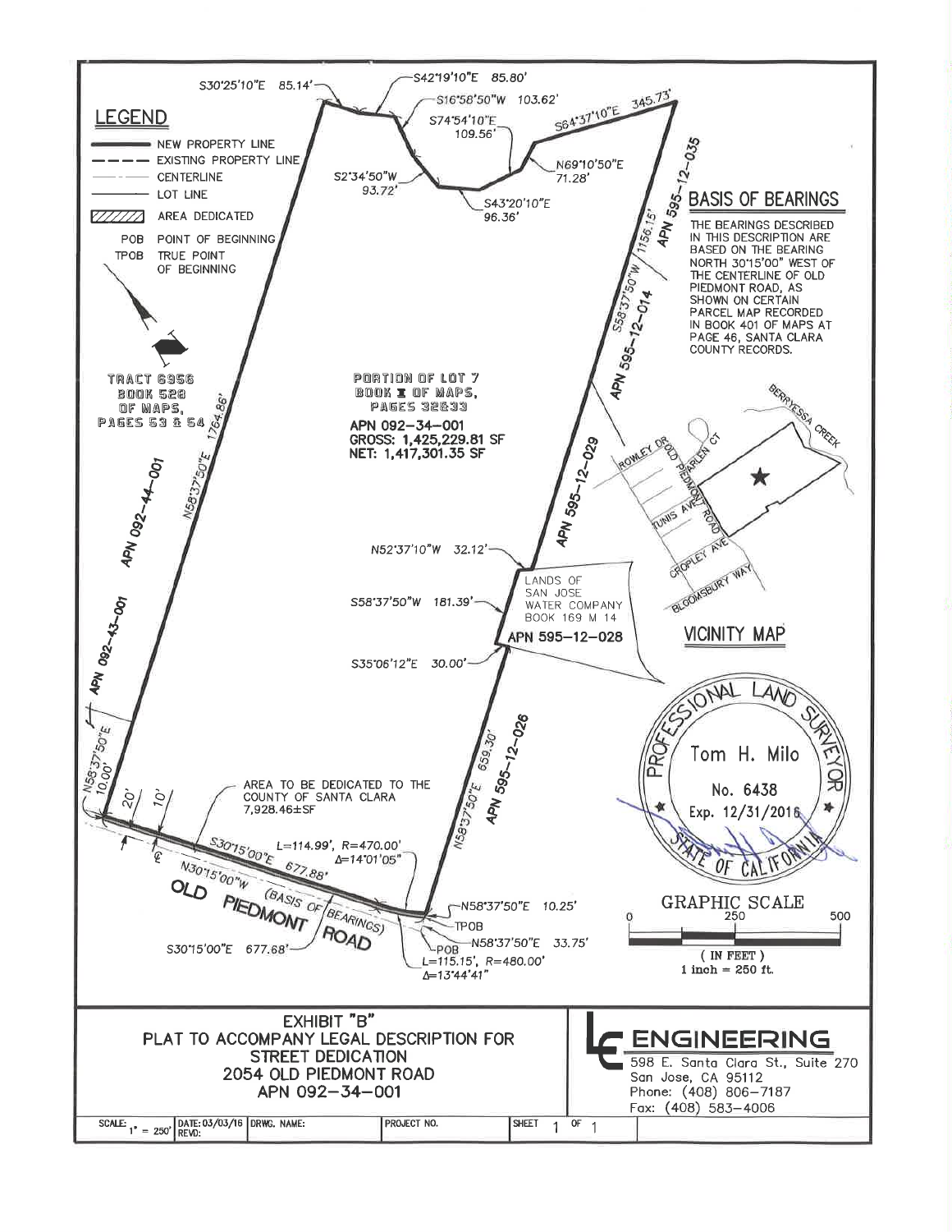## LEGEND

- NEW PROPERTY LINE
- EXISTING PROPERTY LINE
- CENTERLINE
- LOT LINE
- AREA DEDICATED
- POB — POINT OF BEGINNING
- TPOB — TRUE POINT OF BEGINNING

S30°25'10"E 85.14'

S42°19'10"E 85.80'

S16°58'50"W 103.62'

S74°54'10"E 109.56'

S64°37'10"E 345.73'

N69°10'50"E 71.28'

S2°34'50"W 93.72'

S43°20'10"E 96.36'

APN 595-12-035

## BASIS OF BEARINGS

THE BEARINGS DESCRIBED IN THIS DESCRIPTION ARE BASED ON THE BEARING NORTH 30°15'00" WEST OF THE CENTERLINE OF OLD PIEDMONT ROAD, AS SHOWN ON CERTAIN PARCEL MAP RECORDED IN BOOK 401 OF MAPS AT PAGE 46, SANTA CLARA COUNTY RECORDS.

S58°37'50"W 1156.15'

APN 595-12-014

TRACT 6956
BOOK 528
OF MAPS,
PAGES 53 & 54

PORTION OF LOT 7
BOOK I OF MAPS,
PAGES 32&33

APN 092-34-001
GROSS: 1,425,229.81 SF
NET: 1,417,301.35 SF

N58°37'50"E 1764.86'

APN 092-44-001

APN 595-12-029

N52°37'10"W 32.12'

LANDS OF SAN JOSE WATER COMPANY BOOK 169 M 14

S58°37'50"W 181.39'

APN 595-12-028

S35°06'12"E 30.00'

APN 092-43-001

## VICINITY MAP

BERRYESSA CREEK, ROWLEY DR, OLD PIEDMONT ROAD, HARLEN CT, TUNIS AVE, CROPLEY AVE, BLOOMSBURY WAY

N58°37'50"E 10.00'

20'

10'

AREA TO BE DEDICATED TO THE COUNTY OF SANTA CLARA 7,928.46±SF

APN 595-12-026

N58°37'50"E 659.30'

S30°15'00"E 677.88'

L=114.99', R=470.00'
Δ=14°01'05"

N30°15'00"W (BASIS OF BEARINGS)

OLD PIEDMONT ROAD

N58°37'50"E 10.25'

TPOB

N58°37'50"E 33.75'

POB

S30°15'00"E 677.68'

L=115.15', R=480.00'
Δ=13°44'41"

PROFESSIONAL LAND SURVEYOR
Tom H. Milo
No. 6438
Exp. 12/31/2016
STATE OF CALIFORNIA

GRAPHIC SCALE
0 — 250 — 500
(IN FEET)
1 inch = 250 ft.

EXHIBIT "B"
PLAT TO ACCOMPANY LEGAL DESCRIPTION FOR
STREET DEDICATION
2054 OLD PIEDMONT ROAD
APN 092-34-001

LC ENGINEERING
598 E. Santa Clara St., Suite 270
San Jose, CA 95112
Phone: (408) 806-7187
Fax: (408) 583-4006

| SCALE: 1" = 250' | DATE: 03/03/16 REVD: | DRWG. NAME: | PROJECT NO. | SHEET 1 OF 1 |
|---|---|---|---|---|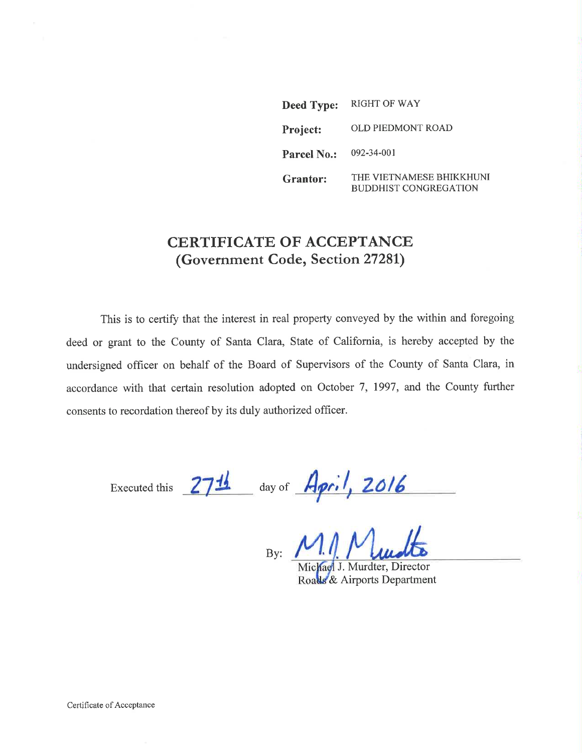| | |
|---|---|
| **Deed Type:** | RIGHT OF WAY |
| **Project:** | OLD PIEDMONT ROAD |
| **Parcel No.:** | 092-34-001 |
| **Grantor:** | THE VIETNAMESE BHIKKHUNI BUDDHIST CONGREGATION |

# CERTIFICATE OF ACCEPTANCE
## (Government Code, Section 27281)

This is to certify that the interest in real property conveyed by the within and foregoing deed or grant to the County of Santa Clara, State of California, is hereby accepted by the undersigned officer on behalf of the Board of Supervisors of the County of Santa Clara, in accordance with that certain resolution adopted on October 7, 1997, and the County further consents to recordation thereof by its duly authorized officer.

Executed this 27th day of April, 2016

By: M.J. Murdter

Michael J. Murdter, Director
Roads & Airports Department

Certificate of Acceptance